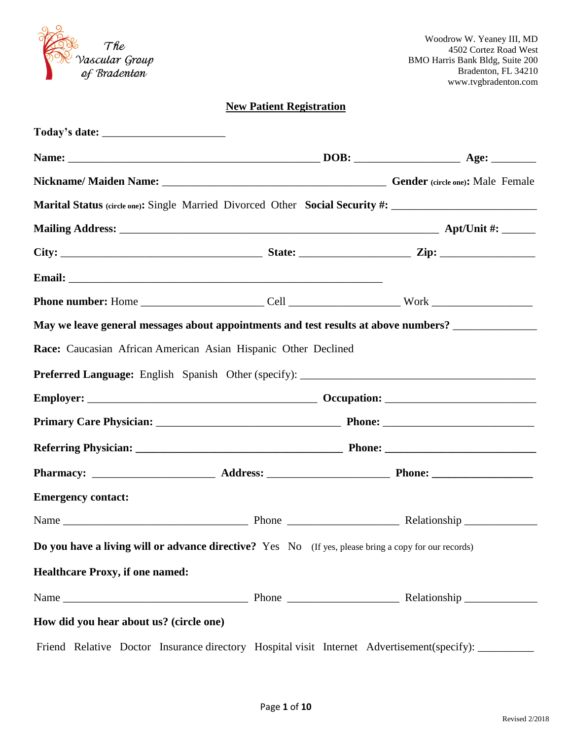The Vascular Group of Bradenton

Woodrow W. Yeaney III, MD
4502 Cortez Road West
BMO Harris Bank Bldg, Suite 200
Bradenton, FL 34210
www.tvgbradenton.com

## New Patient Registration

**Today's date:** ____________________

**Name:** ________________________________________ **DOB:** _________________ **Age:** _______

**Nickname/ Maiden Name:** ____________________________________ **Gender (circle one):** Male Female

**Marital Status (circle one):** Single Married Divorced Other **Social Security #:** ______________________

**Mailing Address:** ___________________________________________________ **Apt/Unit #:** _____

**City:** ________________________________ **State:** __________________ **Zip:** ________________

**Email:** _______________________________________________________

**Phone number:** Home ____________________ Cell __________________ Work _________________

**May we leave general messages about appointments and test results at above numbers?** _____________

**Race:** Caucasian African American Asian Hispanic Other Declined

**Preferred Language:** English Spanish Other (specify): _____________________________________

**Employer:** ____________________________________ **Occupation:** ________________________

**Primary Care Physician:** ______________________________ **Phone:** ________________________

**Referring Physician:** ________________________________ **Phone:** ________________________

**Pharmacy:** ____________________ **Address:** ____________________ **Phone:** ________________

**Emergency contact:**

Name ______________________________ Phone __________________ Relationship ____________

**Do you have a living will or advance directive?** Yes No (If yes, please bring a copy for our records)

**Healthcare Proxy, if one named:**

Name ______________________________ Phone __________________ Relationship ____________

**How did you hear about us? (circle one)**

Friend Relative Doctor Insurance directory Hospital visit Internet Advertisement(specify): _________

Revised 2/2018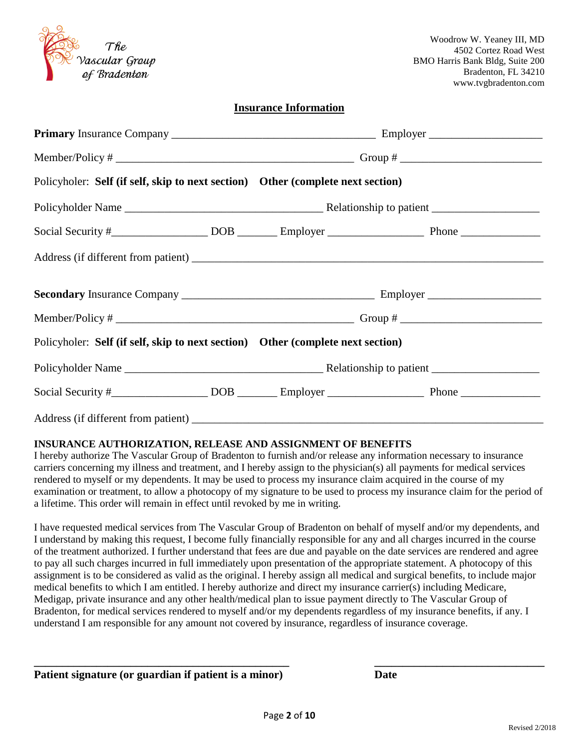The Vascular Group of Bradenton

Woodrow W. Yeaney III, MD
4502 Cortez Road West
BMO Harris Bank Bldg, Suite 200
Bradenton, FL 34210
www.tvgbradenton.com

## Insurance Information

**Primary** Insurance Company ___________________________________ Employer ___________________

Member/Policy # _________________________________________ Group # ________________________

Policyholer: **Self (if self, skip to next section)** **Other (complete next section)**

Policyholder Name __________________________________ Relationship to patient __________________

Social Security #________________ DOB _______ Employer ________________ Phone _____________

Address (if different from patient) ____________________________________________________________

**Secondary** Insurance Company _________________________________ Employer ___________________

Member/Policy # _________________________________________ Group # ________________________

Policyholer: **Self (if self, skip to next section)** **Other (complete next section)**

Policyholder Name __________________________________ Relationship to patient __________________

Social Security #________________ DOB _______ Employer ________________ Phone _____________

Address (if different from patient) ____________________________________________________________

**INSURANCE AUTHORIZATION, RELEASE AND ASSIGNMENT OF BENEFITS**

I hereby authorize The Vascular Group of Bradenton to furnish and/or release any information necessary to insurance carriers concerning my illness and treatment, and I hereby assign to the physician(s) all payments for medical services rendered to myself or my dependents. It may be used to process my insurance claim acquired in the course of my examination or treatment, to allow a photocopy of my signature to be used to process my insurance claim for the period of a lifetime. This order will remain in effect until revoked by me in writing.

I have requested medical services from The Vascular Group of Bradenton on behalf of myself and/or my dependents, and I understand by making this request, I become fully financially responsible for any and all charges incurred in the course of the treatment authorized. I further understand that fees are due and payable on the date services are rendered and agree to pay all such charges incurred in full immediately upon presentation of the appropriate statement. A photocopy of this assignment is to be considered as valid as the original. I hereby assign all medical and surgical benefits, to include major medical benefits to which I am entitled. I hereby authorize and direct my insurance carrier(s) including Medicare, Medigap, private insurance and any other health/medical plan to issue payment directly to The Vascular Group of Bradenton, for medical services rendered to myself and/or my dependents regardless of my insurance benefits, if any. I understand I am responsible for any amount not covered by insurance, regardless of insurance coverage.

_____________________________________________ ______________________________

**Patient signature (or guardian if patient is a minor)** **Date**

Revised 2/2018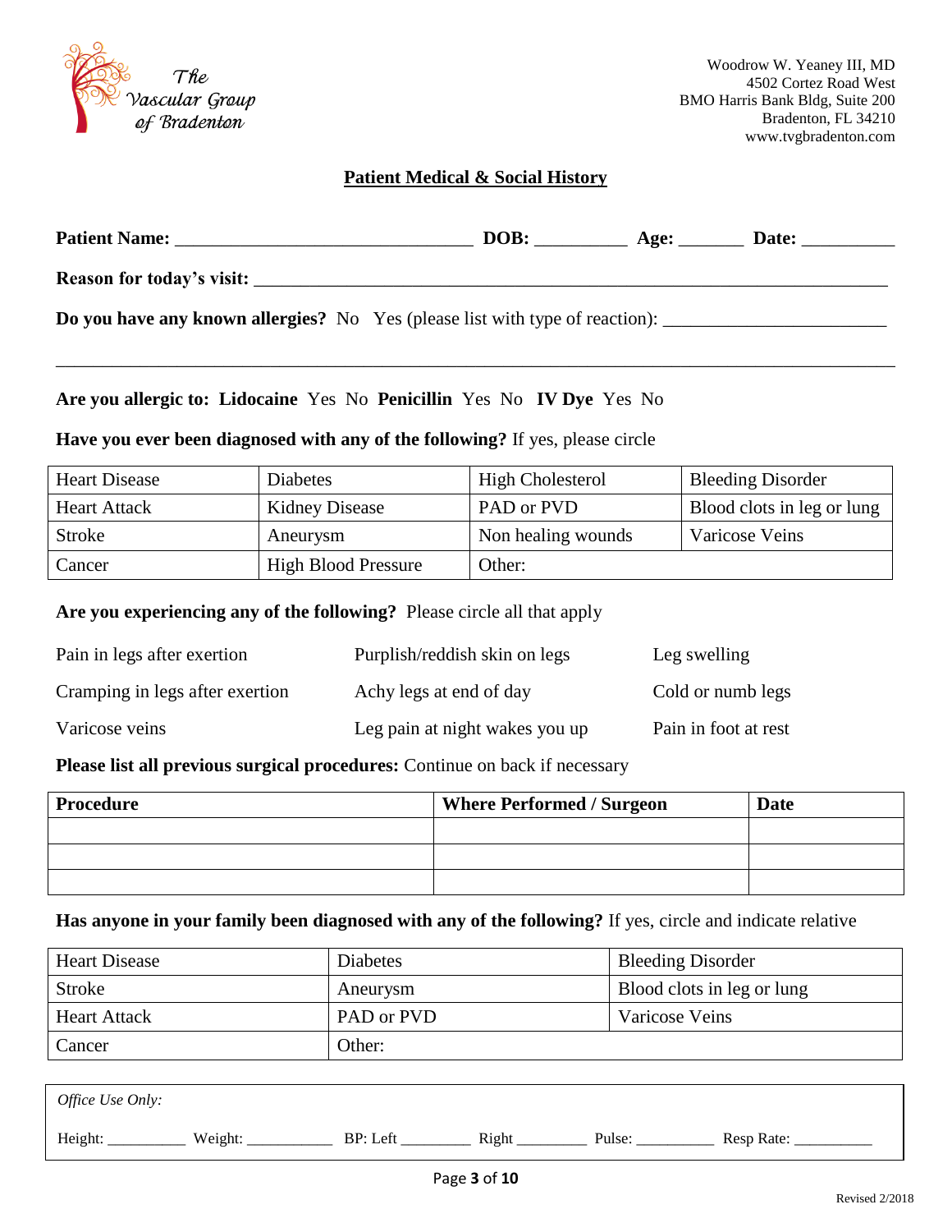The Vascular Group of Bradenton

Woodrow W. Yeaney III, MD
4502 Cortez Road West
BMO Harris Bank Bldg, Suite 200
Bradenton, FL 34210
www.tvgbradenton.com

## Patient Medical & Social History

**Patient Name:** ________________________________ **DOB:** __________ **Age:** _______ **Date:** __________

**Reason for today's visit:** ______________________________________________________________________

**Do you have any known allergies?** No Yes (please list with type of reaction): ________________________

________________________________________________________________________________________

**Are you allergic to: Lidocaine** Yes No **Penicillin** Yes No **IV Dye** Yes No

**Have you ever been diagnosed with any of the following?** If yes, please circle

| | | | |
|---|---|---|---|
| Heart Disease | Diabetes | High Cholesterol | Bleeding Disorder |
| Heart Attack | Kidney Disease | PAD or PVD | Blood clots in leg or lung |
| Stroke | Aneurysm | Non healing wounds | Varicose Veins |
| Cancer | High Blood Pressure | Other: | |

**Are you experiencing any of the following?** Please circle all that apply

| | | |
|---|---|---|
| Pain in legs after exertion | Purplish/reddish skin on legs | Leg swelling |
| Cramping in legs after exertion | Achy legs at end of day | Cold or numb legs |
| Varicose veins | Leg pain at night wakes you up | Pain in foot at rest |

**Please list all previous surgical procedures:** Continue on back if necessary

| Procedure | Where Performed / Surgeon | Date |
|---|---|---|
| | | |
| | | |
| | | |

**Has anyone in your family been diagnosed with any of the following?** If yes, circle and indicate relative

| | | |
|---|---|---|
| Heart Disease | Diabetes | Bleeding Disorder |
| Stroke | Aneurysm | Blood clots in leg or lung |
| Heart Attack | PAD or PVD | Varicose Veins |
| Cancer | Other: | |

*Office Use Only:*

Height: __________ Weight: ___________ BP: Left _________ Right _________ Pulse: __________ Resp Rate: __________

Revised 2/2018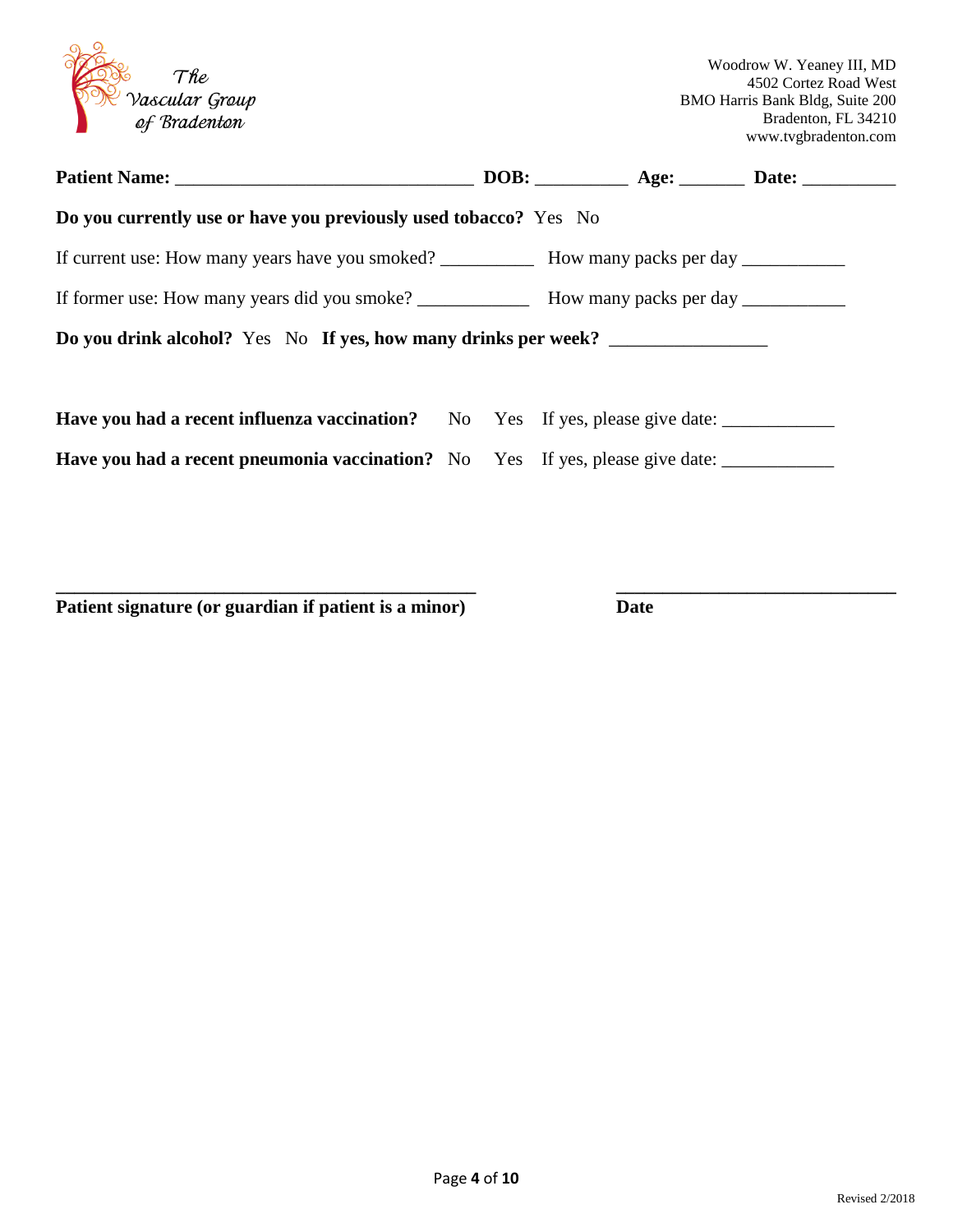The Vascular Group of Bradenton

Woodrow W. Yeaney III, MD
4502 Cortez Road West
BMO Harris Bank Bldg, Suite 200
Bradenton, FL 34210
www.tvgbradenton.com

**Patient Name:** ________________________________ **DOB:** __________ **Age:** _______ **Date:** __________

**Do you currently use or have you previously used tobacco?** Yes No

If current use: How many years have you smoked? __________ How many packs per day ___________

If former use: How many years did you smoke? ____________ How many packs per day ___________

**Do you drink alcohol?** Yes No **If yes, how many drinks per week?** _________________

**Have you had a recent influenza vaccination?** No Yes If yes, please give date: ____________

**Have you had a recent pneumonia vaccination?** No Yes If yes, please give date: ____________

**______________________________________________** **______________________________**

**Patient signature (or guardian if patient is a minor)** **Date**

Revised 2/2018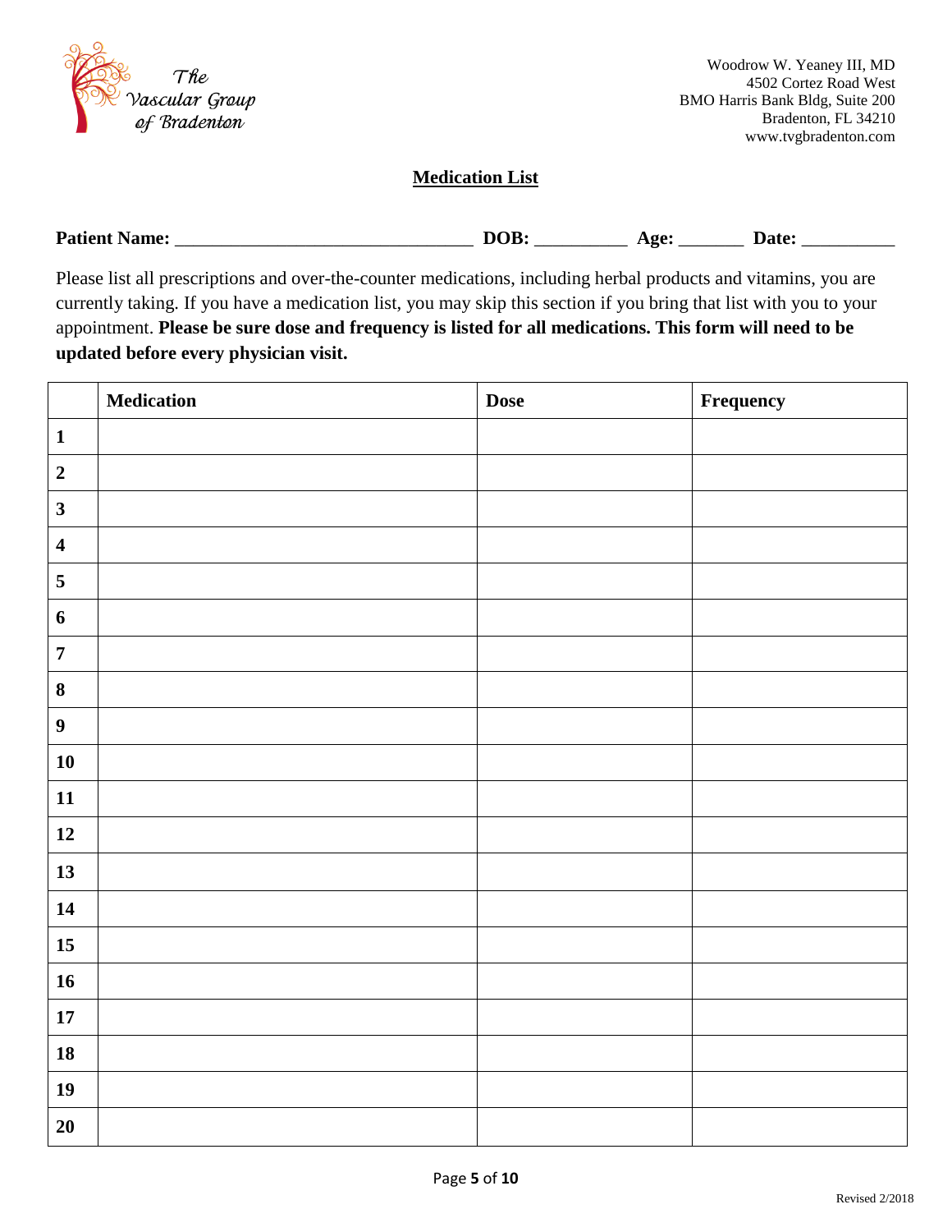The Vascular Group of Bradenton

Woodrow W. Yeaney III, MD
4502 Cortez Road West
BMO Harris Bank Bldg, Suite 200
Bradenton, FL 34210
www.tvgbradenton.com

## Medication List

**Patient Name:** ________________________________ **DOB:** __________ **Age:** _______ **Date:** __________

Please list all prescriptions and over-the-counter medications, including herbal products and vitamins, you are currently taking. If you have a medication list, you may skip this section if you bring that list with you to your appointment. **Please be sure dose and frequency is listed for all medications. This form will need to be updated before every physician visit.**

| | Medication | Dose | Frequency |
|---|---|---|---|
| **1** | | | |
| **2** | | | |
| **3** | | | |
| **4** | | | |
| **5** | | | |
| **6** | | | |
| **7** | | | |
| **8** | | | |
| **9** | | | |
| **10** | | | |
| **11** | | | |
| **12** | | | |
| **13** | | | |
| **14** | | | |
| **15** | | | |
| **16** | | | |
| **17** | | | |
| **18** | | | |
| **19** | | | |
| **20** | | | |

Revised 2/2018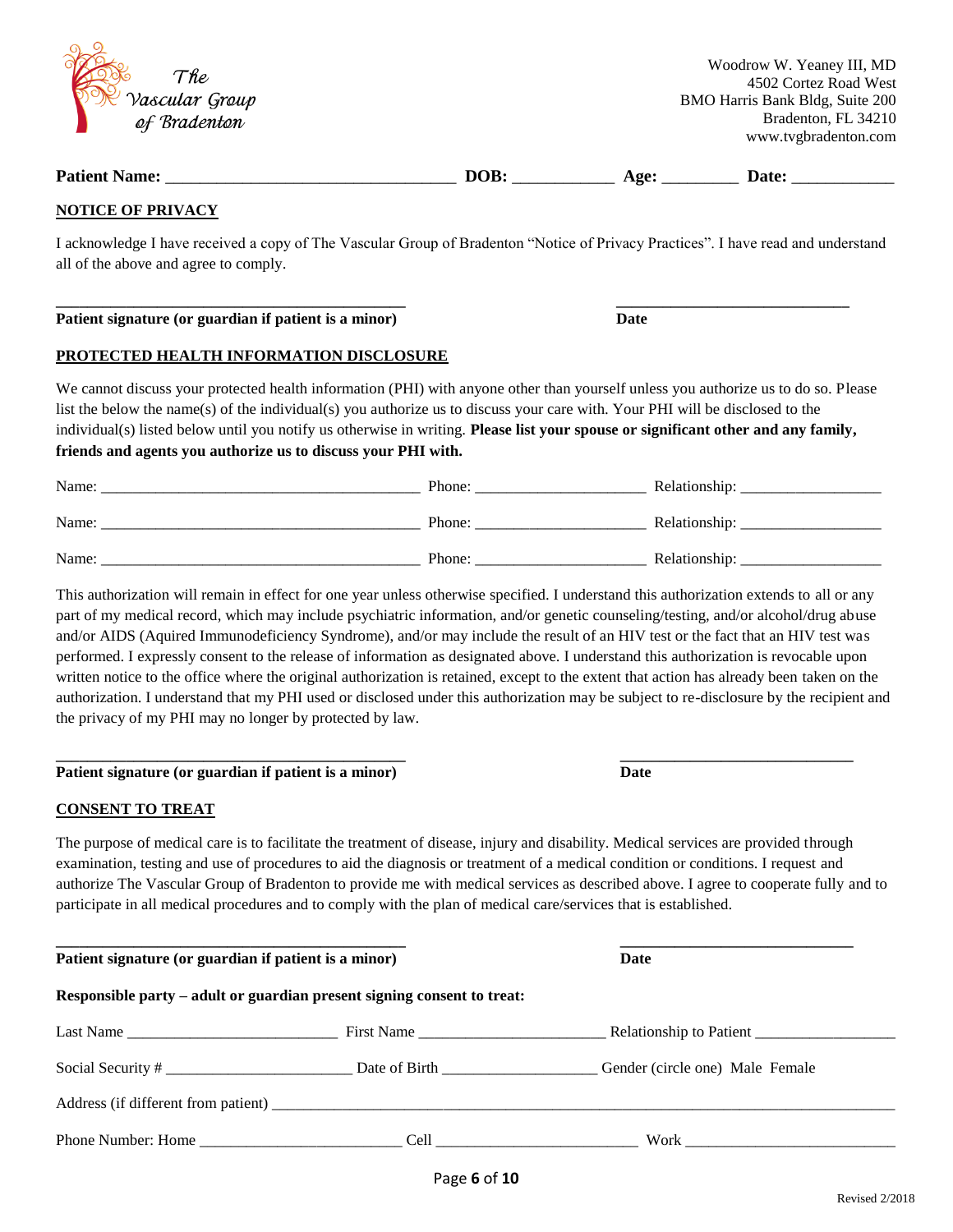The Vascular Group of Bradenton

Woodrow W. Yeaney III, MD
4502 Cortez Road West
BMO Harris Bank Bldg, Suite 200
Bradenton, FL 34210
www.tvgbradenton.com

**Patient Name:** ________________________________ **DOB:** ___________ **Age:** ________ **Date:** ___________

**NOTICE OF PRIVACY**

I acknowledge I have received a copy of The Vascular Group of Bradenton "Notice of Privacy Practices". I have read and understand all of the above and agree to comply.

________________________________________ ____________________________

**Patient signature (or guardian if patient is a minor)** **Date**

**PROTECTED HEALTH INFORMATION DISCLOSURE**

We cannot discuss your protected health information (PHI) with anyone other than yourself unless you authorize us to do so. Please list the below the name(s) of the individual(s) you authorize us to discuss your care with. Your PHI will be disclosed to the individual(s) listed below until you notify us otherwise in writing. **Please list your spouse or significant other and any family, friends and agents you authorize us to discuss your PHI with.**

Name: ________________________________________ Phone: ____________________ Relationship: _________________

Name: ________________________________________ Phone: ____________________ Relationship: _________________

Name: ________________________________________ Phone: ____________________ Relationship: _________________

This authorization will remain in effect for one year unless otherwise specified. I understand this authorization extends to all or any part of my medical record, which may include psychiatric information, and/or genetic counseling/testing, and/or alcohol/drug abuse and/or AIDS (Aquired Immunodeficiency Syndrome), and/or may include the result of an HIV test or the fact that an HIV test was performed. I expressly consent to the release of information as designated above. I understand this authorization is revocable upon written notice to the office where the original authorization is retained, except to the extent that action has already been taken on the authorization. I understand that my PHI used or disclosed under this authorization may be subject to re-disclosure by the recipient and the privacy of my PHI may no longer by protected by law.

________________________________________ ____________________________

**Patient signature (or guardian if patient is a minor)** **Date**

**CONSENT TO TREAT**

The purpose of medical care is to facilitate the treatment of disease, injury and disability. Medical services are provided through examination, testing and use of procedures to aid the diagnosis or treatment of a medical condition or conditions. I request and authorize The Vascular Group of Bradenton to provide me with medical services as described above. I agree to cooperate fully and to participate in all medical procedures and to comply with the plan of medical care/services that is established.

________________________________________ ____________________________

**Patient signature (or guardian if patient is a minor)** **Date**

**Responsible party – adult or guardian present signing consent to treat:**

Last Name ________________________ First Name ______________________ Relationship to Patient _________________

Social Security # ______________________ Date of Birth __________________ Gender (circle one) Male Female

Address (if different from patient) ___________________________________________________________________________

Phone Number: Home ________________________ Cell ________________________ Work __________________________

Revised 2/2018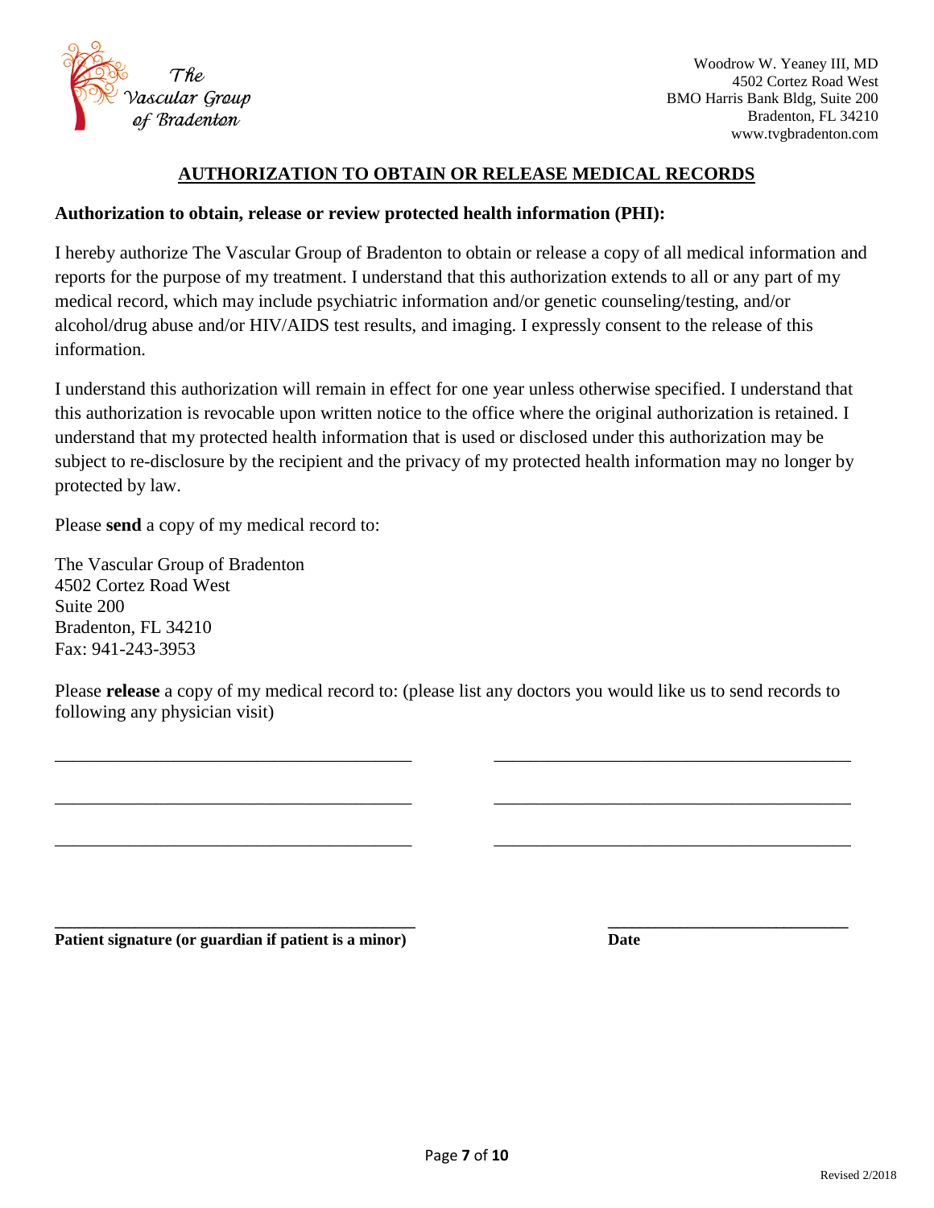The Vascular Group of Bradenton

Woodrow W. Yeaney III, MD
4502 Cortez Road West
BMO Harris Bank Bldg, Suite 200
Bradenton, FL 34210
www.tvgbradenton.com

# AUTHORIZATION TO OBTAIN OR RELEASE MEDICAL RECORDS

**Authorization to obtain, release or review protected health information (PHI):**

I hereby authorize The Vascular Group of Bradenton to obtain or release a copy of all medical information and reports for the purpose of my treatment. I understand that this authorization extends to all or any part of my medical record, which may include psychiatric information and/or genetic counseling/testing, and/or alcohol/drug abuse and/or HIV/AIDS test results, and imaging. I expressly consent to the release of this information.

I understand this authorization will remain in effect for one year unless otherwise specified. I understand that this authorization is revocable upon written notice to the office where the original authorization is retained. I understand that my protected health information that is used or disclosed under this authorization may be subject to re-disclosure by the recipient and the privacy of my protected health information may no longer by protected by law.

Please **send** a copy of my medical record to:

The Vascular Group of Bradenton
4502 Cortez Road West
Suite 200
Bradenton, FL 34210
Fax: 941-243-3953

Please **release** a copy of my medical record to: (please list any doctors you would like us to send records to following any physician visit)

_______________________________________ _______________________________________

_______________________________________ _______________________________________

_______________________________________ _______________________________________

_______________________________________ ___________________________

**Patient signature (or guardian if patient is a minor)** **Date**

Revised 2/2018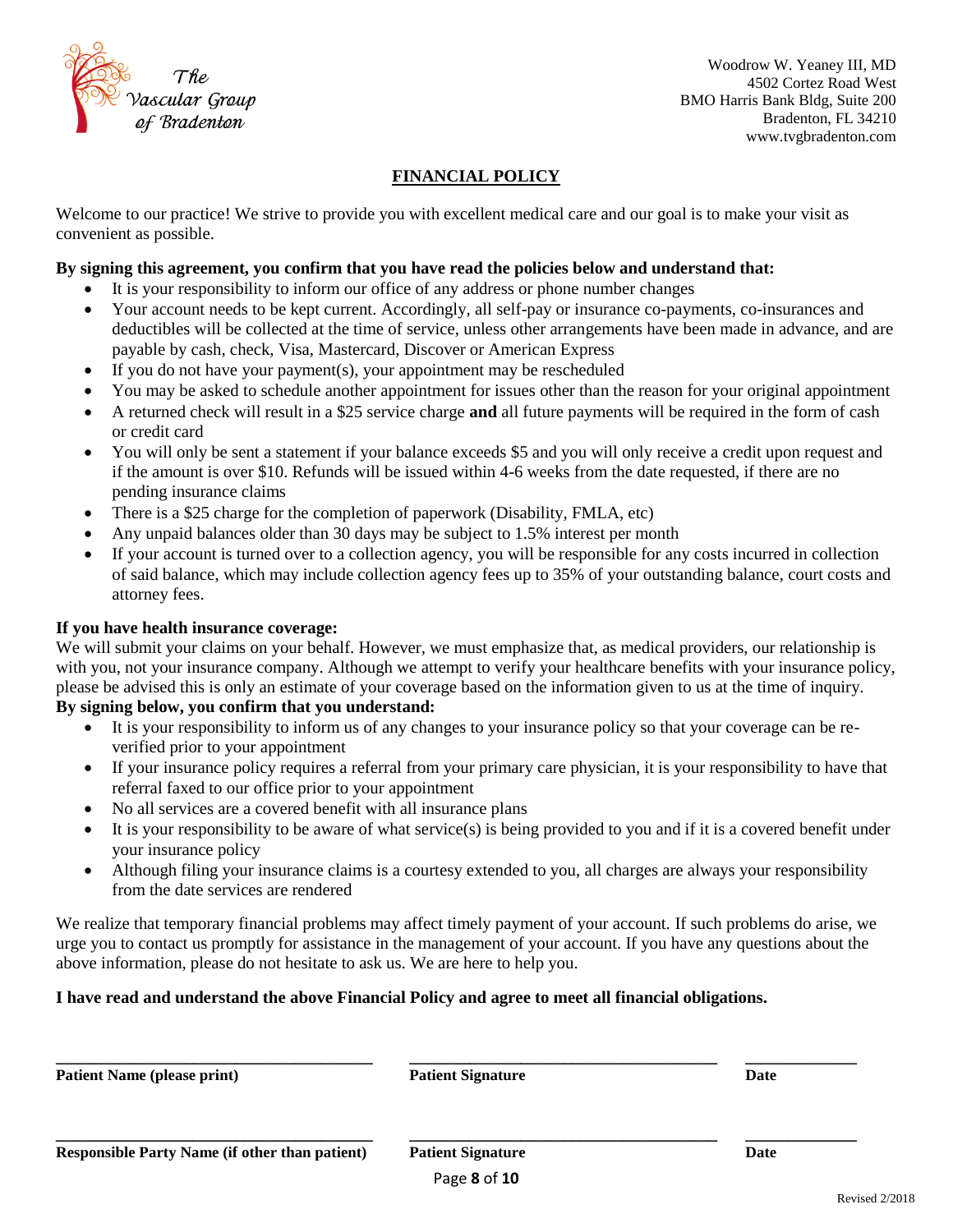The Vascular Group of Bradenton

Woodrow W. Yeaney III, MD
4502 Cortez Road West
BMO Harris Bank Bldg, Suite 200
Bradenton, FL 34210
www.tvgbradenton.com

## FINANCIAL POLICY

Welcome to our practice! We strive to provide you with excellent medical care and our goal is to make your visit as convenient as possible.

**By signing this agreement, you confirm that you have read the policies below and understand that:**

- It is your responsibility to inform our office of any address or phone number changes
- Your account needs to be kept current. Accordingly, all self-pay or insurance co-payments, co-insurances and deductibles will be collected at the time of service, unless other arrangements have been made in advance, and are payable by cash, check, Visa, Mastercard, Discover or American Express
- If you do not have your payment(s), your appointment may be rescheduled
- You may be asked to schedule another appointment for issues other than the reason for your original appointment
- A returned check will result in a $25 service charge **and** all future payments will be required in the form of cash or credit card
- You will only be sent a statement if your balance exceeds $5 and you will only receive a credit upon request and if the amount is over $10. Refunds will be issued within 4-6 weeks from the date requested, if there are no pending insurance claims
- There is a $25 charge for the completion of paperwork (Disability, FMLA, etc)
- Any unpaid balances older than 30 days may be subject to 1.5% interest per month
- If your account is turned over to a collection agency, you will be responsible for any costs incurred in collection of said balance, which may include collection agency fees up to 35% of your outstanding balance, court costs and attorney fees.

**If you have health insurance coverage:**

We will submit your claims on your behalf. However, we must emphasize that, as medical providers, our relationship is with you, not your insurance company. Although we attempt to verify your healthcare benefits with your insurance policy, please be advised this is only an estimate of your coverage based on the information given to us at the time of inquiry.

**By signing below, you confirm that you understand:**

- It is your responsibility to inform us of any changes to your insurance policy so that your coverage can be re-verified prior to your appointment
- If your insurance policy requires a referral from your primary care physician, it is your responsibility to have that referral faxed to our office prior to your appointment
- No all services are a covered benefit with all insurance plans
- It is your responsibility to be aware of what service(s) is being provided to you and if it is a covered benefit under your insurance policy
- Although filing your insurance claims is a courtesy extended to you, all charges are always your responsibility from the date services are rendered

We realize that temporary financial problems may affect timely payment of your account. If such problems do arise, we urge you to contact us promptly for assistance in the management of your account. If you have any questions about the above information, please do not hesitate to ask us. We are here to help you.

**I have read and understand the above Financial Policy and agree to meet all financial obligations.**

\_\_\_\_\_\_\_\_\_\_\_\_\_\_\_\_\_\_\_\_\_\_\_\_\_\_\_\_\_\_ \_\_\_\_\_\_\_\_\_\_\_\_\_\_\_\_\_\_\_\_\_\_\_\_\_\_\_\_\_\_ \_\_\_\_\_\_\_\_\_\_\_\_

**Patient Name (please print)** | **Patient Signature** | **Date**

\_\_\_\_\_\_\_\_\_\_\_\_\_\_\_\_\_\_\_\_\_\_\_\_\_\_\_\_\_\_ \_\_\_\_\_\_\_\_\_\_\_\_\_\_\_\_\_\_\_\_\_\_\_\_\_\_\_\_\_\_ \_\_\_\_\_\_\_\_\_\_\_\_

**Responsible Party Name (if other than patient)** | **Patient Signature** | **Date**

Revised 2/2018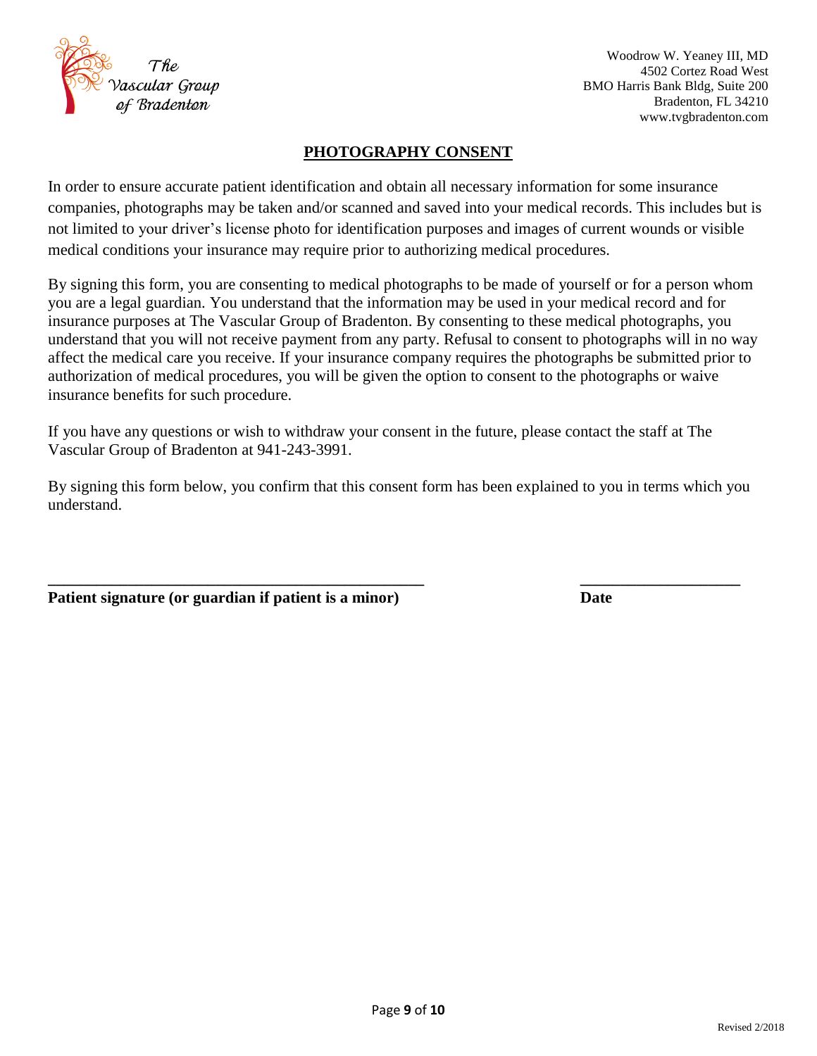The Vascular Group of Bradenton

Woodrow W. Yeaney III, MD
4502 Cortez Road West
BMO Harris Bank Bldg, Suite 200
Bradenton, FL 34210
www.tvgbradenton.com

## PHOTOGRAPHY CONSENT

In order to ensure accurate patient identification and obtain all necessary information for some insurance companies, photographs may be taken and/or scanned and saved into your medical records. This includes but is not limited to your driver's license photo for identification purposes and images of current wounds or visible medical conditions your insurance may require prior to authorizing medical procedures.

By signing this form, you are consenting to medical photographs to be made of yourself or for a person whom you are a legal guardian. You understand that the information may be used in your medical record and for insurance purposes at The Vascular Group of Bradenton. By consenting to these medical photographs, you understand that you will not receive payment from any party. Refusal to consent to photographs will in no way affect the medical care you receive. If your insurance company requires the photographs be submitted prior to authorization of medical procedures, you will be given the option to consent to the photographs or waive insurance benefits for such procedure.

If you have any questions or wish to withdraw your consent in the future, please contact the staff at The Vascular Group of Bradenton at 941-243-3991.

By signing this form below, you confirm that this consent form has been explained to you in terms which you understand.

_______________________________________________ ____________________

**Patient signature (or guardian if patient is a minor)** **Date**

Revised 2/2018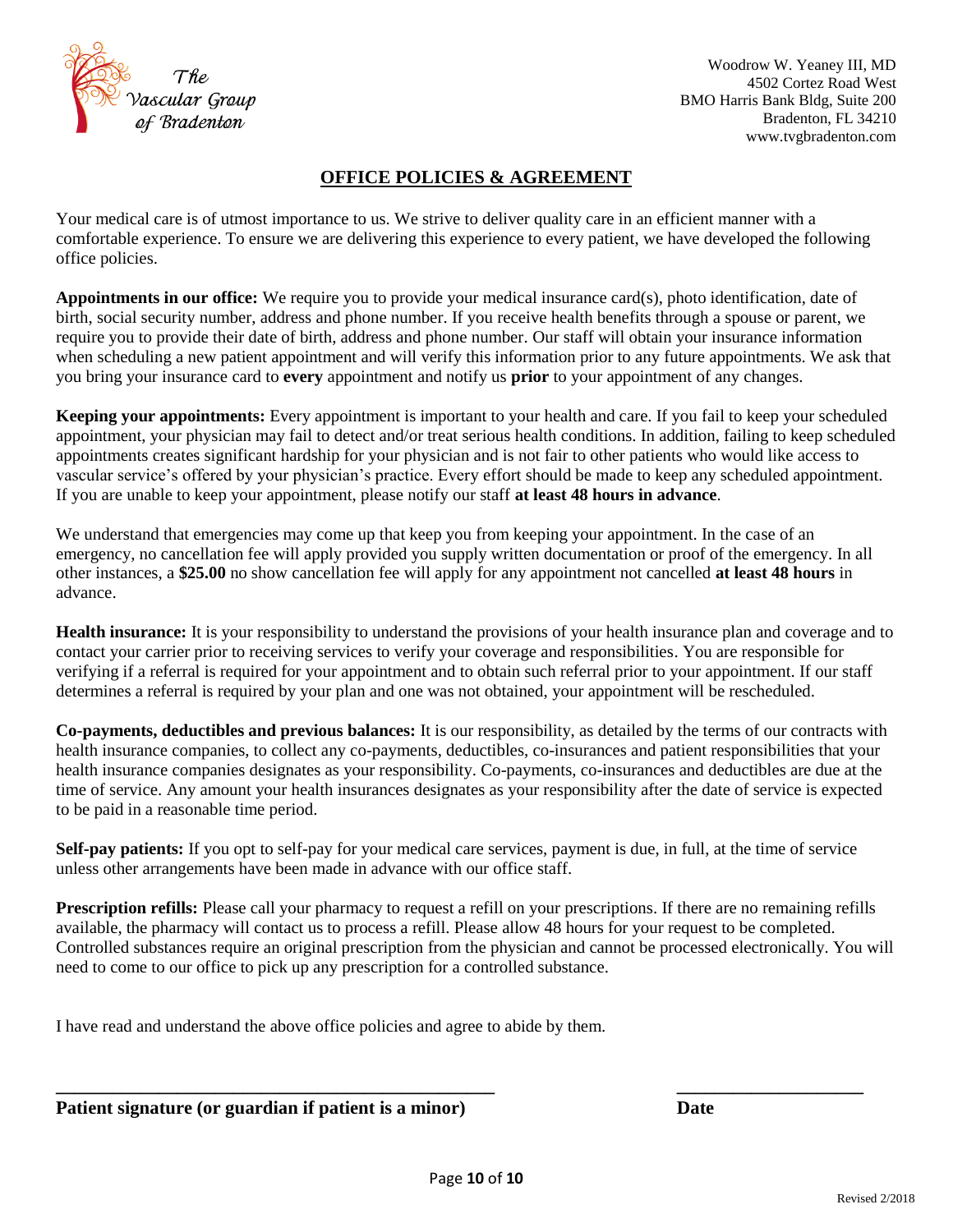The Vascular Group of Bradenton

Woodrow W. Yeaney III, MD
4502 Cortez Road West
BMO Harris Bank Bldg, Suite 200
Bradenton, FL 34210
www.tvgbradenton.com

# OFFICE POLICIES & AGREEMENT

Your medical care is of utmost importance to us. We strive to deliver quality care in an efficient manner with a comfortable experience. To ensure we are delivering this experience to every patient, we have developed the following office policies.

**Appointments in our office:** We require you to provide your medical insurance card(s), photo identification, date of birth, social security number, address and phone number. If you receive health benefits through a spouse or parent, we require you to provide their date of birth, address and phone number. Our staff will obtain your insurance information when scheduling a new patient appointment and will verify this information prior to any future appointments. We ask that you bring your insurance card to **every** appointment and notify us **prior** to your appointment of any changes.

**Keeping your appointments:** Every appointment is important to your health and care. If you fail to keep your scheduled appointment, your physician may fail to detect and/or treat serious health conditions. In addition, failing to keep scheduled appointments creates significant hardship for your physician and is not fair to other patients who would like access to vascular service's offered by your physician's practice. Every effort should be made to keep any scheduled appointment. If you are unable to keep your appointment, please notify our staff **at least 48 hours in advance**.

We understand that emergencies may come up that keep you from keeping your appointment. In the case of an emergency, no cancellation fee will apply provided you supply written documentation or proof of the emergency. In all other instances, a **$25.00** no show cancellation fee will apply for any appointment not cancelled **at least 48 hours** in advance.

**Health insurance:** It is your responsibility to understand the provisions of your health insurance plan and coverage and to contact your carrier prior to receiving services to verify your coverage and responsibilities. You are responsible for verifying if a referral is required for your appointment and to obtain such referral prior to your appointment. If our staff determines a referral is required by your plan and one was not obtained, your appointment will be rescheduled.

**Co-payments, deductibles and previous balances:** It is our responsibility, as detailed by the terms of our contracts with health insurance companies, to collect any co-payments, deductibles, co-insurances and patient responsibilities that your health insurance companies designates as your responsibility. Co-payments, co-insurances and deductibles are due at the time of service. Any amount your health insurances designates as your responsibility after the date of service is expected to be paid in a reasonable time period.

**Self-pay patients:** If you opt to self-pay for your medical care services, payment is due, in full, at the time of service unless other arrangements have been made in advance with our office staff.

**Prescription refills:** Please call your pharmacy to request a refill on your prescriptions. If there are no remaining refills available, the pharmacy will contact us to process a refill. Please allow 48 hours for your request to be completed. Controlled substances require an original prescription from the physician and cannot be processed electronically. You will need to come to our office to pick up any prescription for a controlled substance.

I have read and understand the above office policies and agree to abide by them.

\_\_\_\_\_\_\_\_\_\_\_\_\_\_\_\_\_\_\_\_\_\_\_\_\_\_\_\_\_\_\_\_\_\_\_\_\_\_\_\_\_\_\_\_ \_\_\_\_\_\_\_\_\_\_\_\_\_\_\_\_\_\_\_\_

**Patient signature (or guardian if patient is a minor)** **Date**

Revised 2/2018